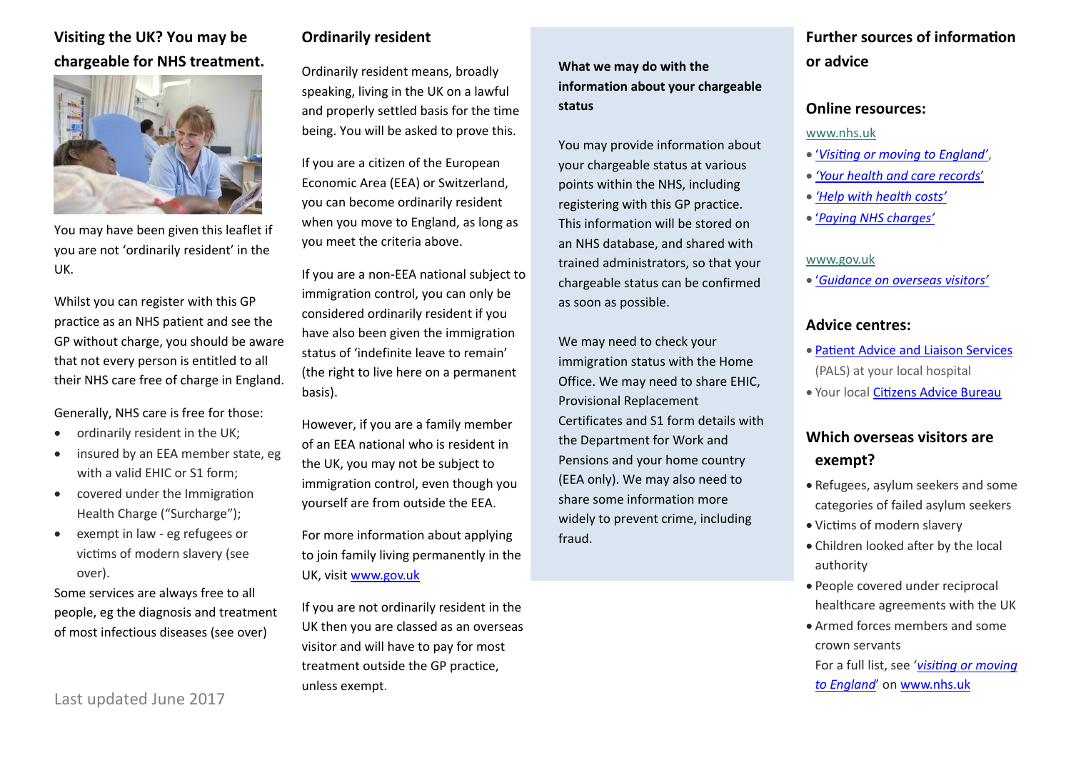## Visiting the UK? You may be chargeable for NHS treatment.

You may have been given this leaflet if you are not 'ordinarily resident' in the UK.

Whilst you can register with this GP practice as an NHS patient and see the GP without charge, you should be aware that not every person is entitled to all their NHS care free of charge in England.

Generally, NHS care is free for those:

- ordinarily resident in the UK;
- insured by an EEA member state, eg with a valid EHIC or S1 form;
- covered under the Immigration Health Charge ("Surcharge");
- exempt in law - eg refugees or victims of modern slavery (see over).

Some services are always free to all people, eg the diagnosis and treatment of most infectious diseases (see over)

Last updated June 2017

## Ordinarily resident

Ordinarily resident means, broadly speaking, living in the UK on a lawful and properly settled basis for the time being. You will be asked to prove this.

If you are a citizen of the European Economic Area (EEA) or Switzerland, you can become ordinarily resident when you move to England, as long as you meet the criteria above.

If you are a non-EEA national subject to immigration control, you can only be considered ordinarily resident if you have also been given the immigration status of 'indefinite leave to remain' (the right to live here on a permanent basis).

However, if you are a family member of an EEA national who is resident in the UK, you may not be subject to immigration control, even though you yourself are from outside the EEA.

For more information about applying to join family living permanently in the UK, visit www.gov.uk

If you are not ordinarily resident in the UK then you are classed as an overseas visitor and will have to pay for most treatment outside the GP practice, unless exempt.

### What we may do with the information about your chargeable status

You may provide information about your chargeable status at various points within the NHS, including registering with this GP practice. This information will be stored on an NHS database, and shared with trained administrators, so that your chargeable status can be confirmed as soon as possible.

We may need to check your immigration status with the Home Office. We may need to share EHIC, Provisional Replacement Certificates and S1 form details with the Department for Work and Pensions and your home country (EEA only). We may also need to share some information more widely to prevent crime, including fraud.

## Further sources of information or advice

### Online resources:

www.nhs.uk

- *'Visiting or moving to England'*,
- *'Your health and care records'*
- *'Help with health costs'*
- *'Paying NHS charges'*

www.gov.uk

- *'Guidance on overseas visitors'*

### Advice centres:

- Patient Advice and Liaison Services (PALS) at your local hospital
- Your local Citizens Advice Bureau

### Which overseas visitors are exempt?

- Refugees, asylum seekers and some categories of failed asylum seekers
- Victims of modern slavery
- Children looked after by the local authority
- People covered under reciprocal healthcare agreements with the UK
- Armed forces members and some crown servants

For a full list, see '*visiting or moving to England*' on www.nhs.uk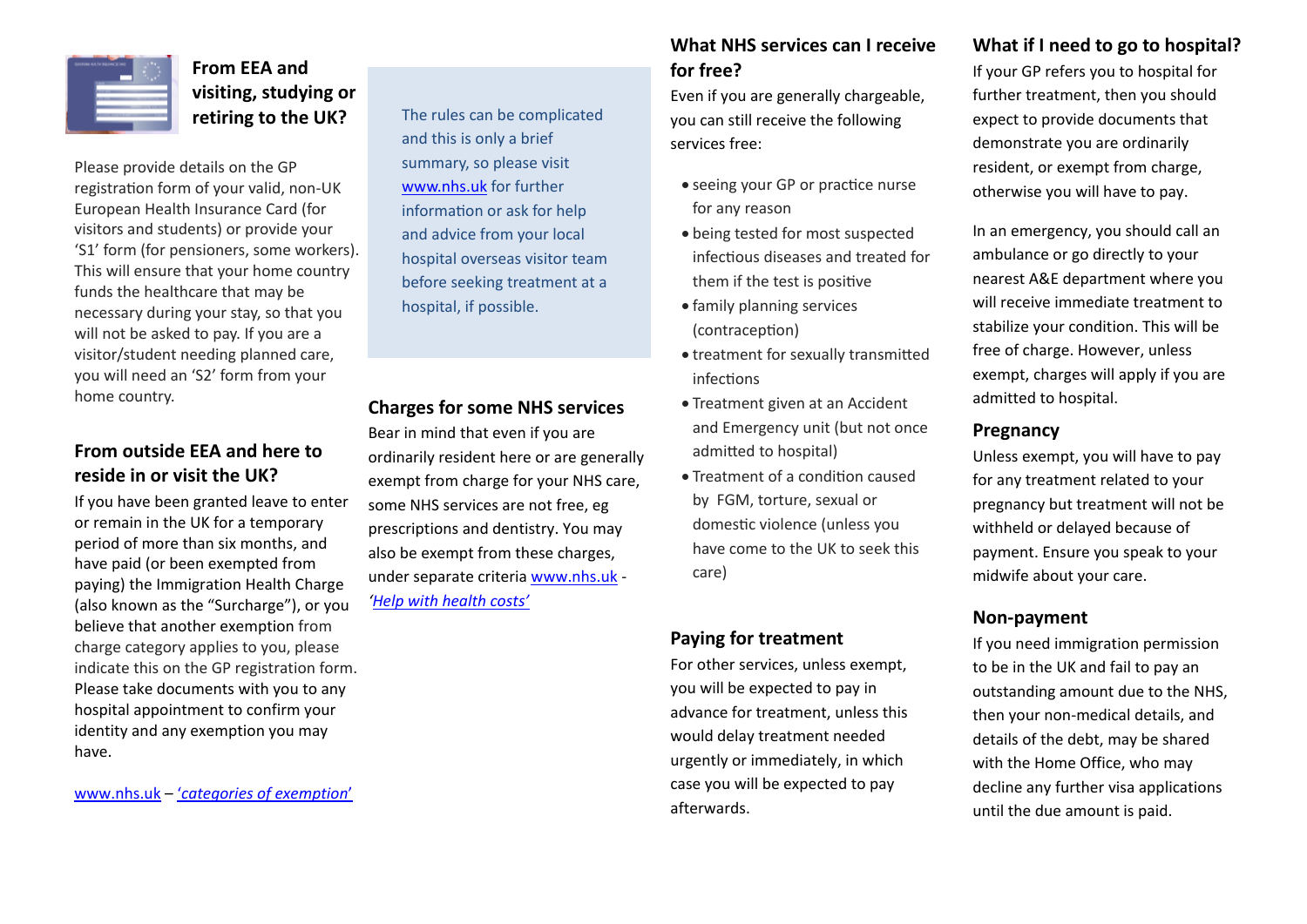## From EEA and visiting, studying or retiring to the UK?

Please provide details on the GP registration form of your valid, non-UK European Health Insurance Card (for visitors and students) or provide your 'S1' form (for pensioners, some workers). This will ensure that your home country funds the healthcare that may be necessary during your stay, so that you will not be asked to pay. If you are a visitor/student needing planned care, you will need an 'S2' form from your home country.

## From outside EEA and here to reside in or visit the UK?

If you have been granted leave to enter or remain in the UK for a temporary period of more than six months, and have paid (or been exempted from paying) the Immigration Health Charge (also known as the "Surcharge"), or you believe that another exemption from charge category applies to you, please indicate this on the GP registration form. Please take documents with you to any hospital appointment to confirm your identity and any exemption you may have.

www.nhs.uk – *'categories of exemption'*

The rules can be complicated and this is only a brief summary, so please visit www.nhs.uk for further information or ask for help and advice from your local hospital overseas visitor team before seeking treatment at a hospital, if possible.

## Charges for some NHS services

Bear in mind that even if you are ordinarily resident here or are generally exempt from charge for your NHS care, some NHS services are not free, eg prescriptions and dentistry. You may also be exempt from these charges, under separate criteria www.nhs.uk - *'Help with health costs'*

## What NHS services can I receive for free?

Even if you are generally chargeable, you can still receive the following services free:

- seeing your GP or practice nurse for any reason
- being tested for most suspected infectious diseases and treated for them if the test is positive
- family planning services (contraception)
- treatment for sexually transmitted infections
- Treatment given at an Accident and Emergency unit (but not once admitted to hospital)
- Treatment of a condition caused by FGM, torture, sexual or domestic violence (unless you have come to the UK to seek this care)

## Paying for treatment

For other services, unless exempt, you will be expected to pay in advance for treatment, unless this would delay treatment needed urgently or immediately, in which case you will be expected to pay afterwards.

## What if I need to go to hospital?

If your GP refers you to hospital for further treatment, then you should expect to provide documents that demonstrate you are ordinarily resident, or exempt from charge, otherwise you will have to pay.

In an emergency, you should call an ambulance or go directly to your nearest A&E department where you will receive immediate treatment to stabilize your condition. This will be free of charge. However, unless exempt, charges will apply if you are admitted to hospital.

## Pregnancy

Unless exempt, you will have to pay for any treatment related to your pregnancy but treatment will not be withheld or delayed because of payment. Ensure you speak to your midwife about your care.

## Non-payment

If you need immigration permission to be in the UK and fail to pay an outstanding amount due to the NHS, then your non-medical details, and details of the debt, may be shared with the Home Office, who may decline any further visa applications until the due amount is paid.